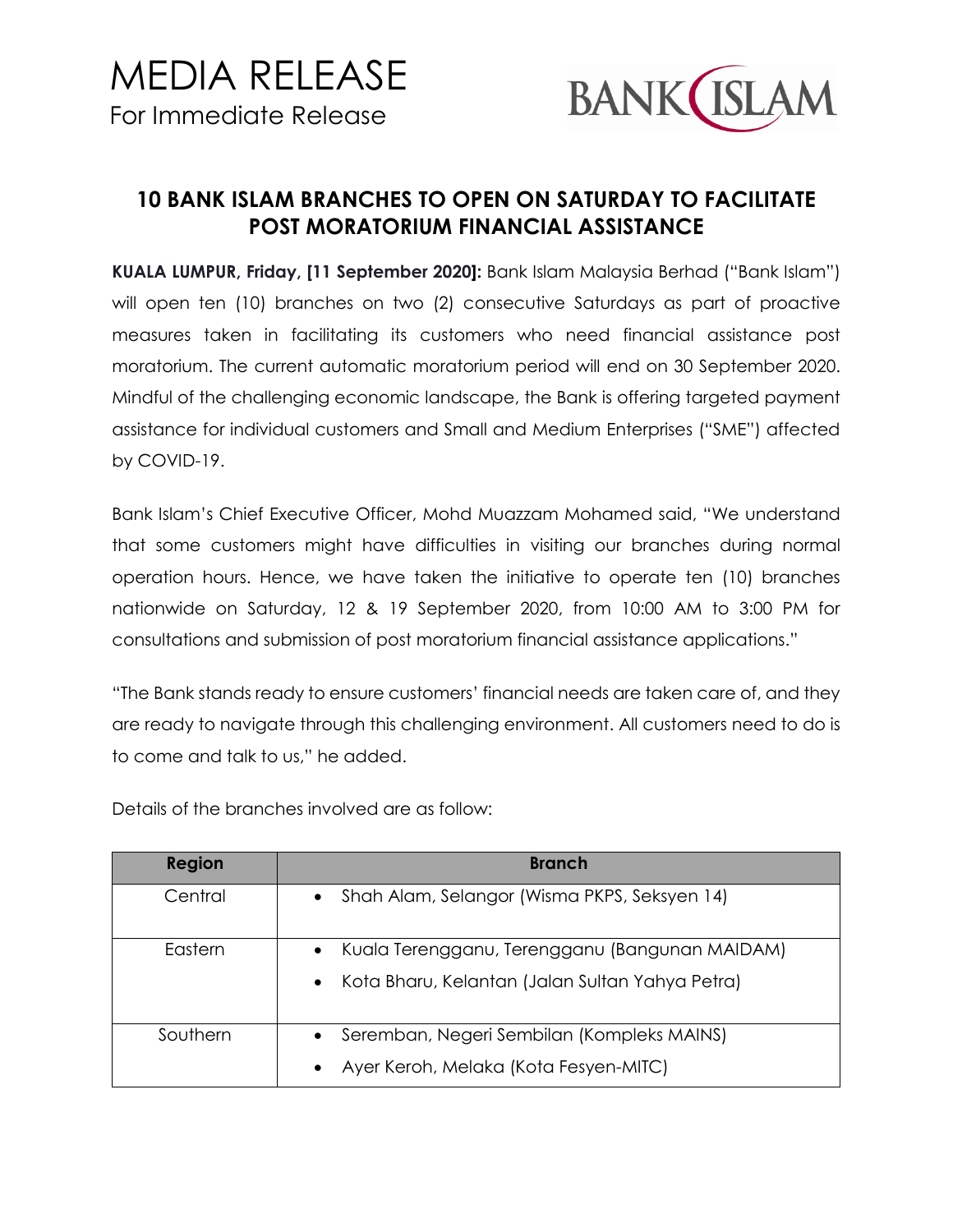# MEDIA RELEASE

For Immediate Release

BANK ISLAM

## 10 BANK ISLAM BRANCHES TO OPEN ON SATURDAY TO FACILITATE POST MORATORIUM FINANCIAL ASSISTANCE

**KUALA LUMPUR, Friday, [11 September 2020]:** Bank Islam Malaysia Berhad ("Bank Islam") will open ten (10) branches on two (2) consecutive Saturdays as part of proactive measures taken in facilitating its customers who need financial assistance post moratorium. The current automatic moratorium period will end on 30 September 2020. Mindful of the challenging economic landscape, the Bank is offering targeted payment assistance for individual customers and Small and Medium Enterprises ("SME") affected by COVID-19.

Bank Islam's Chief Executive Officer, Mohd Muazzam Mohamed said, "We understand that some customers might have difficulties in visiting our branches during normal operation hours. Hence, we have taken the initiative to operate ten (10) branches nationwide on Saturday, 12 & 19 September 2020, from 10:00 AM to 3:00 PM for consultations and submission of post moratorium financial assistance applications."

"The Bank stands ready to ensure customers' financial needs are taken care of, and they are ready to navigate through this challenging environment. All customers need to do is to come and talk to us," he added.

Details of the branches involved are as follow:

| Region | Branch |
|---|---|
| Central | • Shah Alam, Selangor (Wisma PKPS, Seksyen 14) |
| Eastern | • Kuala Terengganu, Terengganu (Bangunan MAIDAM)<br>• Kota Bharu, Kelantan (Jalan Sultan Yahya Petra) |
| Southern | • Seremban, Negeri Sembilan (Kompleks MAINS)<br>• Ayer Keroh, Melaka (Kota Fesyen-MITC) |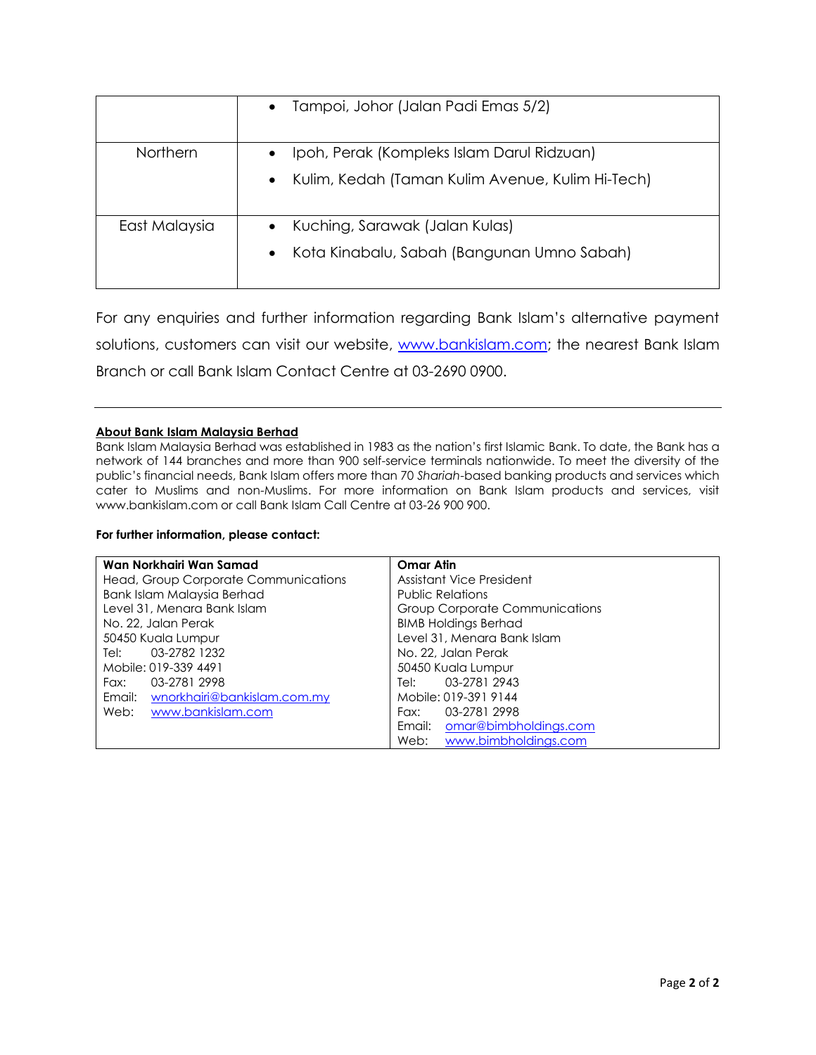| | |
|---|---|
| | • Tampoi, Johor (Jalan Padi Emas 5/2) |
| Northern | • Ipoh, Perak (Kompleks Islam Darul Ridzuan)<br>• Kulim, Kedah (Taman Kulim Avenue, Kulim Hi-Tech) |
| East Malaysia | • Kuching, Sarawak (Jalan Kulas)<br>• Kota Kinabalu, Sabah (Bangunan Umno Sabah) |

For any enquiries and further information regarding Bank Islam's alternative payment solutions, customers can visit our website, www.bankislam.com; the nearest Bank Islam Branch or call Bank Islam Contact Centre at 03-2690 0900.

---

**About Bank Islam Malaysia Berhad**

Bank Islam Malaysia Berhad was established in 1983 as the nation's first Islamic Bank. To date, the Bank has a network of 144 branches and more than 900 self-service terminals nationwide. To meet the diversity of the public's financial needs, Bank Islam offers more than 70 *Shariah*-based banking products and services which cater to Muslims and non-Muslims. For more information on Bank Islam products and services, visit www.bankislam.com or call Bank Islam Call Centre at 03-26 900 900.

**For further information, please contact:**

| | |
|---|---|
| **Wan Norkhairi Wan Samad**<br>Head, Group Corporate Communications<br>Bank Islam Malaysia Berhad<br>Level 31, Menara Bank Islam<br>No. 22, Jalan Perak<br>50450 Kuala Lumpur<br>Tel: 03-2782 1232<br>Mobile: 019-339 4491<br>Fax: 03-2781 2998<br>Email: wnorkhairi@bankislam.com.my<br>Web: www.bankislam.com | **Omar Atin**<br>Assistant Vice President<br>Public Relations<br>Group Corporate Communications<br>BIMB Holdings Berhad<br>Level 31, Menara Bank Islam<br>No. 22, Jalan Perak<br>50450 Kuala Lumpur<br>Tel: 03-2781 2943<br>Mobile: 019-391 9144<br>Fax: 03-2781 2998<br>Email: omar@bimbholdings.com<br>Web: www.bimbholdings.com |